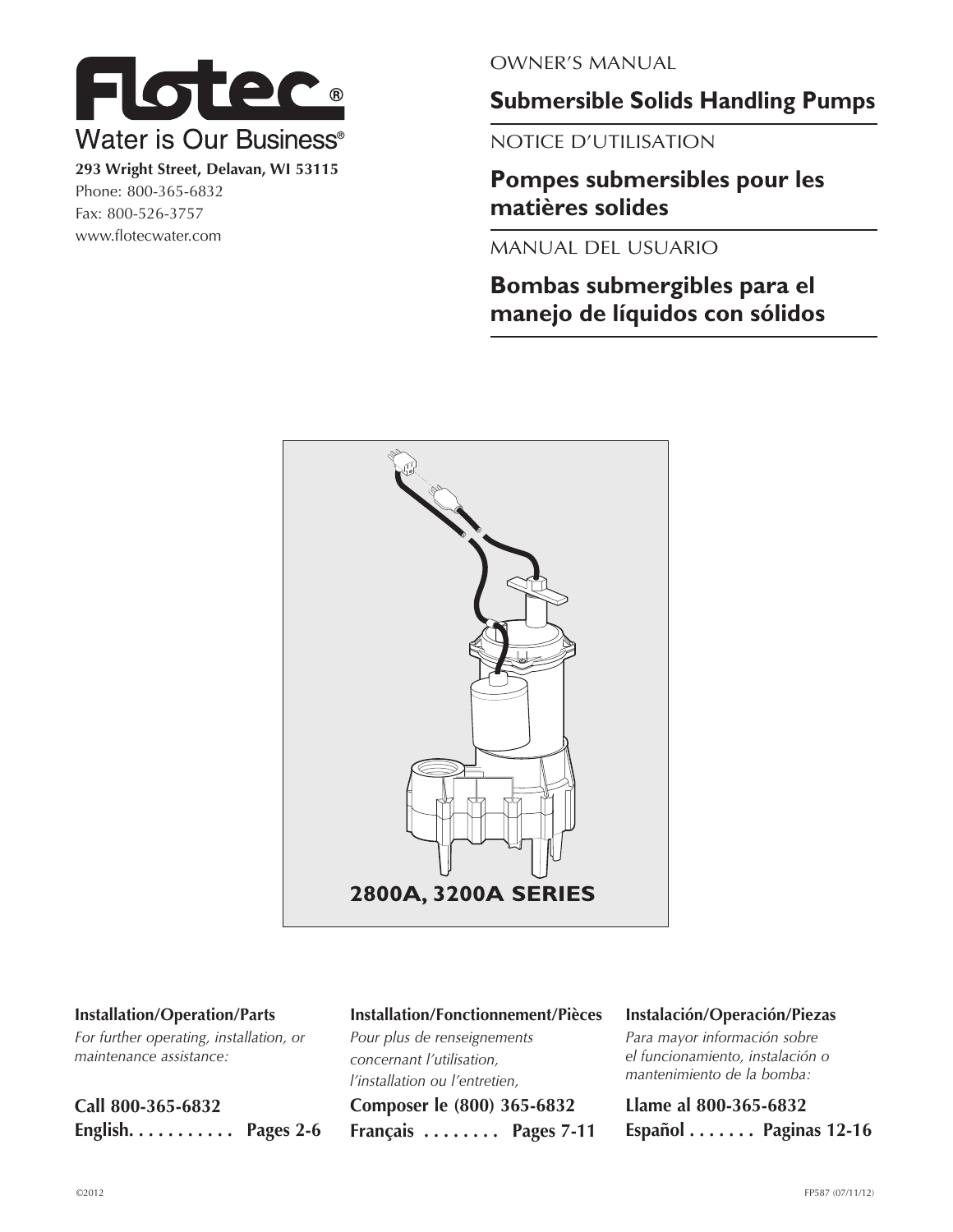# Flotec®

Water is Our Business®

**293 Wright Street, Delavan, WI 53115**
Phone: 800-365-6832
Fax: 800-526-3757
www.flotecwater.com

OWNER'S MANUAL

## Submersible Solids Handling Pumps

NOTICE D'UTILISATION

## Pompes submersibles pour les matières solides

MANUAL DEL USUARIO

## Bombas submergibles para el manejo de líquidos con sólidos

**2800A, 3200A SERIES**

**Installation/Operation/Parts**

*For further operating, installation, or maintenance assistance:*

**Call 800-365-6832**
**English. . . . . . . . . . . Pages 2-6**

**Installation/Fonctionnement/Pièces**

*Pour plus de renseignements concernant l'utilisation, l'installation ou l'entretien,*

**Composer le (800) 365-6832**
**Français . . . . . . . . Pages 7-11**

**Instalación/Operación/Piezas**

*Para mayor información sobre el funcionamiento, instalación o mantenimiento de la bomba:*

**Llame al 800-365-6832**
**Español . . . . . . . Paginas 12-16**

©2012

FP587 (07/11/12)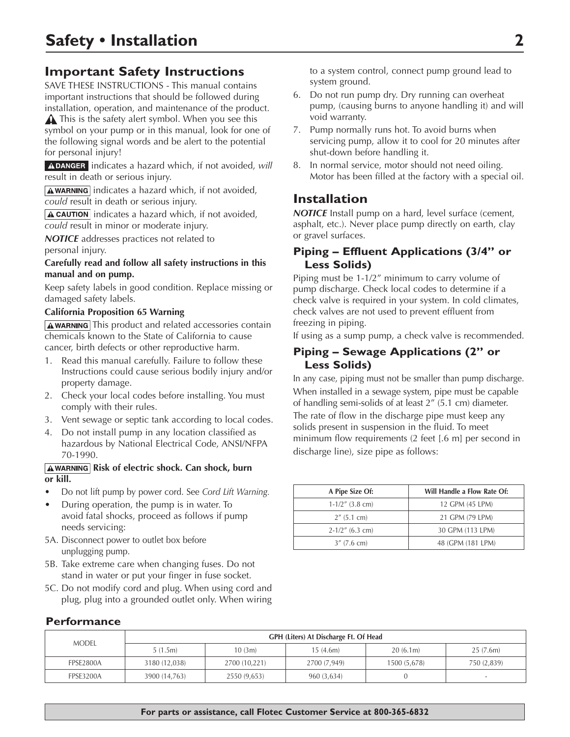# Safety • Installation

## Important Safety Instructions

SAVE THESE INSTRUCTIONS - This manual contains important instructions that should be followed during installation, operation, and maintenance of the product.

⚠ This is the safety alert symbol. When you see this symbol on your pump or in this manual, look for one of the following signal words and be alert to the potential for personal injury!

**⚠DANGER** indicates a hazard which, if not avoided, *will* result in death or serious injury.

**⚠WARNING** indicates a hazard which, if not avoided, *could* result in death or serious injury.

**⚠CAUTION** indicates a hazard which, if not avoided, *could* result in minor or moderate injury.

***NOTICE*** addresses practices not related to personal injury.

**Carefully read and follow all safety instructions in this manual and on pump.**

Keep safety labels in good condition. Replace missing or damaged safety labels.

**California Proposition 65 Warning**

**⚠WARNING** This product and related accessories contain chemicals known to the State of California to cause cancer, birth defects or other reproductive harm.

1. Read this manual carefully. Failure to follow these Instructions could cause serious bodily injury and/or property damage.
2. Check your local codes before installing. You must comply with their rules.
3. Vent sewage or septic tank according to local codes.
4. Do not install pump in any location classified as hazardous by National Electrical Code, ANSI/NFPA 70-1990.

**⚠WARNING Risk of electric shock. Can shock, burn or kill.**

- Do not lift pump by power cord. See *Cord Lift Warning.*
- During operation, the pump is in water. To avoid fatal shocks, proceed as follows if pump needs servicing:

5A. Disconnect power to outlet box before unplugging pump.

5B. Take extreme care when changing fuses. Do not stand in water or put your finger in fuse socket.

5C. Do not modify cord and plug. When using cord and plug, plug into a grounded outlet only. When wiring to a system control, connect pump ground lead to system ground.

6. Do not run pump dry. Dry running can overheat pump, (causing burns to anyone handling it) and will void warranty.
7. Pump normally runs hot. To avoid burns when servicing pump, allow it to cool for 20 minutes after shut-down before handling it.
8. In normal service, motor should not need oiling. Motor has been filled at the factory with a special oil.

## Installation

***NOTICE*** Install pump on a hard, level surface (cement, asphalt, etc.). Never place pump directly on earth, clay or gravel surfaces.

### Piping – Effluent Applications (3/4" or Less Solids)

Piping must be 1-1/2" minimum to carry volume of pump discharge. Check local codes to determine if a check valve is required in your system. In cold climates, check valves are not used to prevent effluent from freezing in piping.

If using as a sump pump, a check valve is recommended.

### Piping – Sewage Applications (2" or Less Solids)

In any case, piping must not be smaller than pump discharge. When installed in a sewage system, pipe must be capable of handling semi-solids of at least 2" (5.1 cm) diameter. The rate of flow in the discharge pipe must keep any solids present in suspension in the fluid. To meet minimum flow requirements (2 feet [.6 m] per second in discharge line), size pipe as follows:

| A Pipe Size Of: | Will Handle a Flow Rate Of: |
|---|---|
| 1-1/2" (3.8 cm) | 12 GPM (45 LPM) |
| 2" (5.1 cm) | 21 GPM (79 LPM) |
| 2-1/2" (6.3 cm) | 30 GPM (113 LPM) |
| 3" (7.6 cm) | 48 (GPM (181 LPM) |

## Performance

| MODEL | GPH (Liters) At Discharge Ft. Of Head | | | | |
|---|---|---|---|---|---|
| | 5 (1.5m) | 10 (3m) | 15 (4.6m) | 20 (6.1m) | 25 (7.6m) |
| FPSE2800A | 3180 (12,038) | 2700 (10,221) | 2700 (7,949) | 1500 (5,678) | 750 (2,839) |
| FPSE3200A | 3900 (14,763) | 2550 (9,653) | 960 (3,634) | 0 | - |

**For parts or assistance, call Flotec Customer Service at 800-365-6832**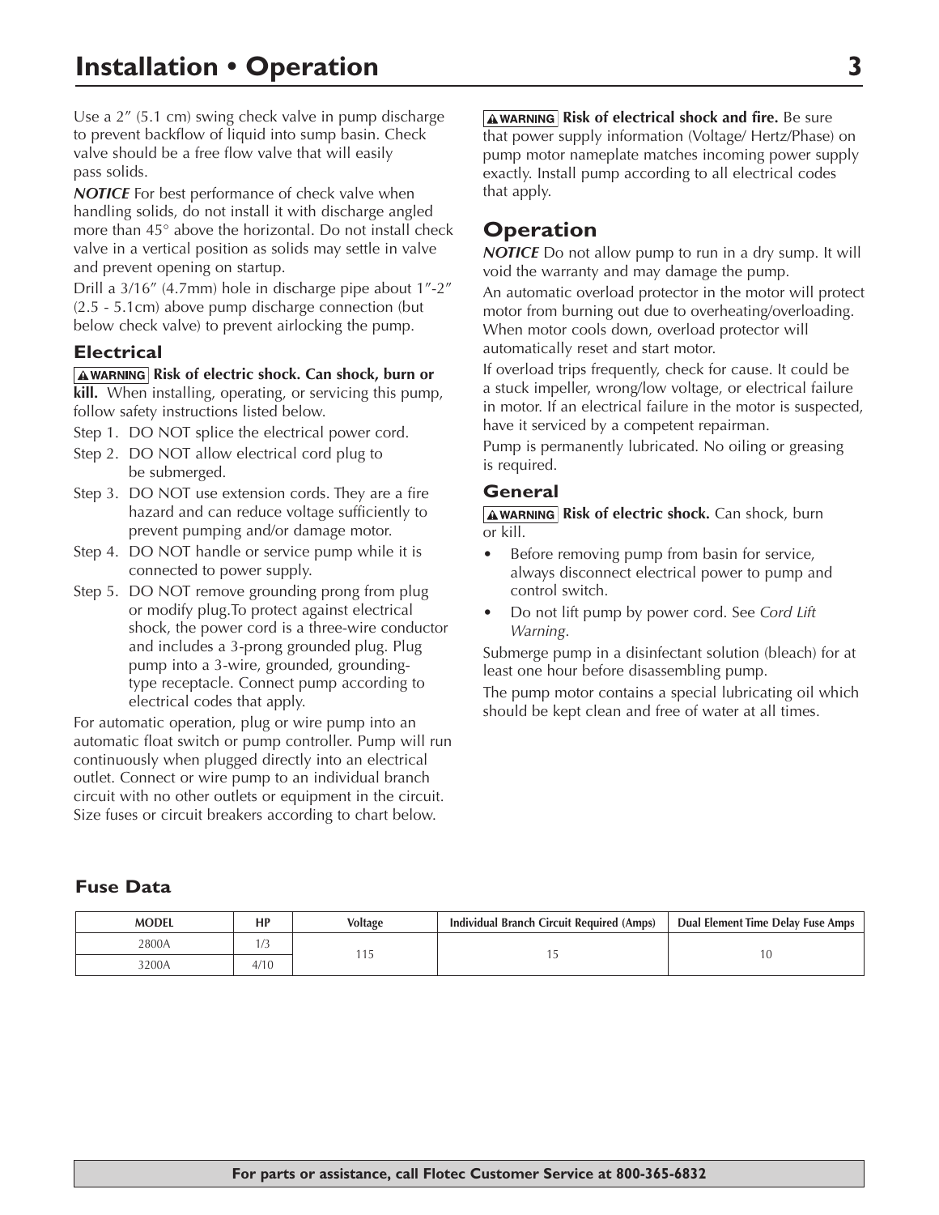# Installation • Operation

Use a 2″ (5.1 cm) swing check valve in pump discharge to prevent backflow of liquid into sump basin. Check valve should be a free flow valve that will easily pass solids.

***NOTICE*** For best performance of check valve when handling solids, do not install it with discharge angled more than 45° above the horizontal. Do not install check valve in a vertical position as solids may settle in valve and prevent opening on startup.

Drill a 3/16″ (4.7mm) hole in discharge pipe about 1″-2″ (2.5 - 5.1cm) above pump discharge connection (but below check valve) to prevent airlocking the pump.

### Electrical

**⚠WARNING Risk of electric shock. Can shock, burn or kill.** When installing, operating, or servicing this pump, follow safety instructions listed below.

Step 1. DO NOT splice the electrical power cord.

Step 2. DO NOT allow electrical cord plug to be submerged.

Step 3. DO NOT use extension cords. They are a fire hazard and can reduce voltage sufficiently to prevent pumping and/or damage motor.

Step 4. DO NOT handle or service pump while it is connected to power supply.

Step 5. DO NOT remove grounding prong from plug or modify plug.To protect against electrical shock, the power cord is a three-wire conductor and includes a 3-prong grounded plug. Plug pump into a 3-wire, grounded, grounding-type receptacle. Connect pump according to electrical codes that apply.

For automatic operation, plug or wire pump into an automatic float switch or pump controller. Pump will run continuously when plugged directly into an electrical outlet. Connect or wire pump to an individual branch circuit with no other outlets or equipment in the circuit. Size fuses or circuit breakers according to chart below.

**⚠WARNING Risk of electrical shock and fire.** Be sure that power supply information (Voltage/ Hertz/Phase) on pump motor nameplate matches incoming power supply exactly. Install pump according to all electrical codes that apply.

## Operation

***NOTICE*** Do not allow pump to run in a dry sump. It will void the warranty and may damage the pump.

An automatic overload protector in the motor will protect motor from burning out due to overheating/overloading. When motor cools down, overload protector will automatically reset and start motor.

If overload trips frequently, check for cause. It could be a stuck impeller, wrong/low voltage, or electrical failure in motor. If an electrical failure in the motor is suspected, have it serviced by a competent repairman.

Pump is permanently lubricated. No oiling or greasing is required.

### General

**⚠WARNING Risk of electric shock.** Can shock, burn or kill.

- Before removing pump from basin for service, always disconnect electrical power to pump and control switch.
- Do not lift pump by power cord. See *Cord Lift Warning*.

Submerge pump in a disinfectant solution (bleach) for at least one hour before disassembling pump.

The pump motor contains a special lubricating oil which should be kept clean and free of water at all times.

### Fuse Data

| MODEL | HP | Voltage | Individual Branch Circuit Required (Amps) | Dual Element Time Delay Fuse Amps |
|---|---|---|---|---|
| 2800A | 1/3 | 115 | 15 | 10 |
| 3200A | 4/10 | | | |

**For parts or assistance, call Flotec Customer Service at 800-365-6832**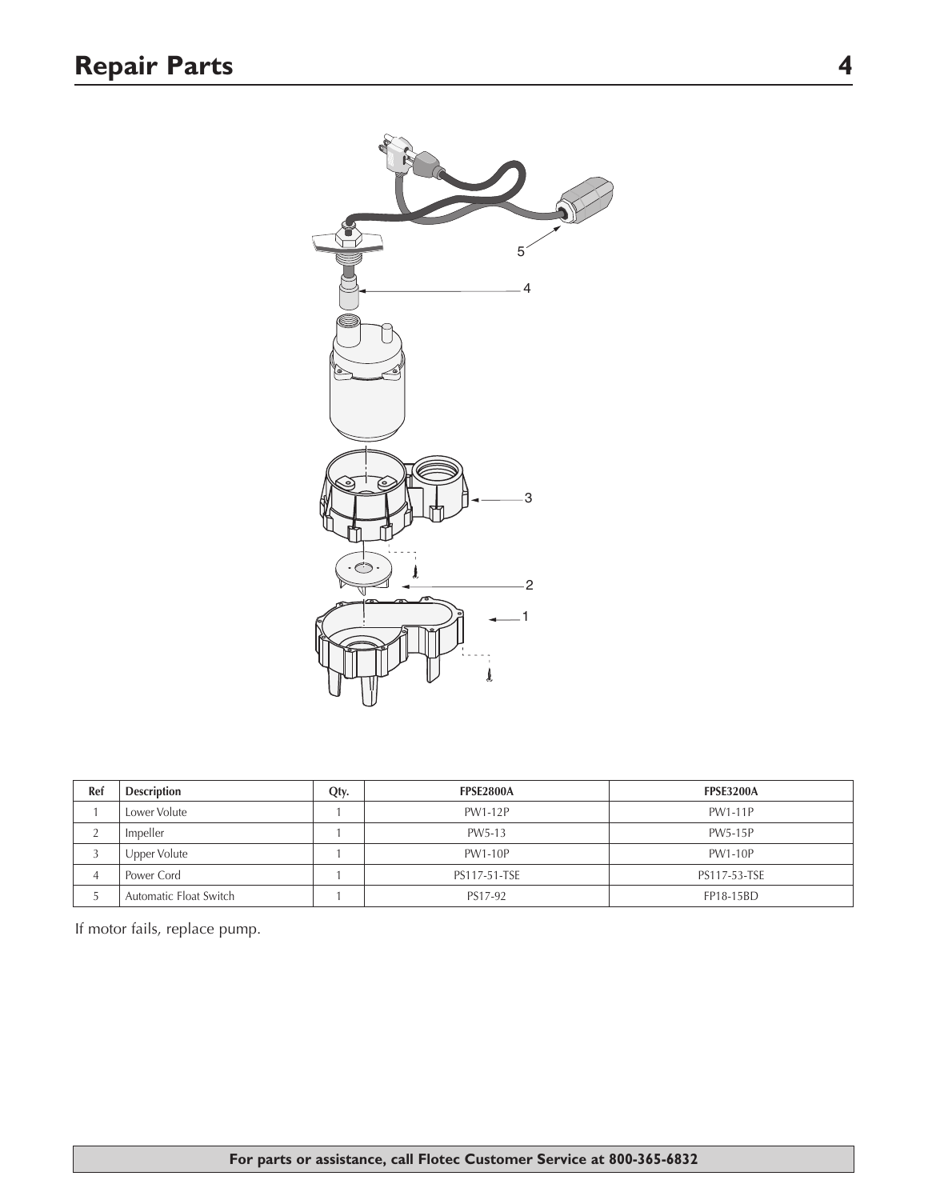# Repair Parts

| Ref | Description | Qty. | FPSE2800A | FPSE3200A |
|---|---|---|---|---|
| 1 | Lower Volute | 1 | PW1-12P | PW1-11P |
| 2 | Impeller | 1 | PW5-13 | PW5-15P |
| 3 | Upper Volute | 1 | PW1-10P | PW1-10P |
| 4 | Power Cord | 1 | PS117-51-TSE | PS117-53-TSE |
| 5 | Automatic Float Switch | 1 | PS17-92 | FP18-15BD |

If motor fails, replace pump.

**For parts or assistance, call Flotec Customer Service at 800-365-6832**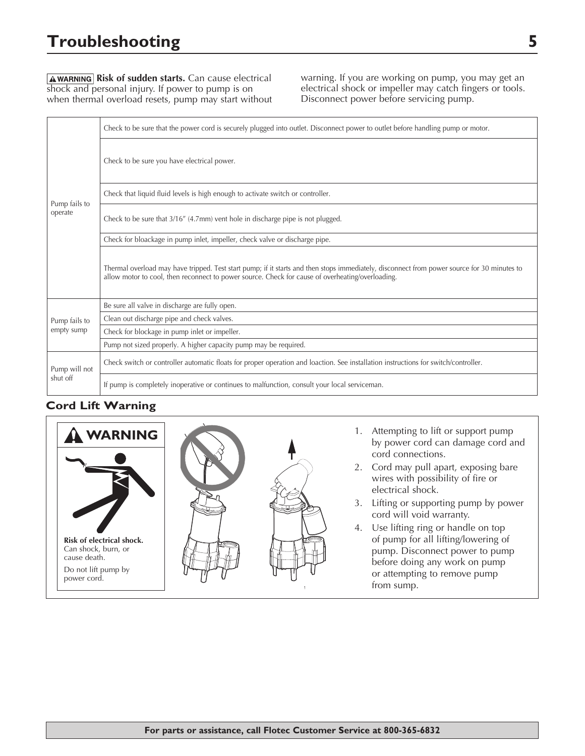# Troubleshooting

**⚠WARNING Risk of sudden starts.** Can cause electrical shock and personal injury. If power to pump is on when thermal overload resets, pump may start without warning. If you are working on pump, you may get an electrical shock or impeller may catch fingers or tools. Disconnect power before servicing pump.

| | |
|---|---|
| Pump fails to operate | Check to be sure that the power cord is securely plugged into outlet. Disconnect power to outlet before handling pump or motor. |
| | Check to be sure you have electrical power. |
| | Check that liquid fluid levels is high enough to activate switch or controller. |
| | Check to be sure that 3/16" (4.7mm) vent hole in discharge pipe is not plugged. |
| | Check for bloackage in pump inlet, impeller, check valve or discharge pipe. |
| | Thermal overload may have tripped. Test start pump; if it starts and then stops immediately, disconnect from power source for 30 minutes to allow motor to cool, then reconnect to power source. Check for cause of overheating/overloading. |
| Pump fails to empty sump | Be sure all valve in discharge are fully open. |
| | Clean out discharge pipe and check valves. |
| | Check for blockage in pump inlet or impeller. |
| | Pump not sized properly. A higher capacity pump may be required. |
| Pump will not shut off | Check switch or controller automatic floats for proper operation and loaction. See installation instructions for switch/controller. |
| | If pump is completely inoperative or continues to malfunction, consult your local serviceman. |

## Cord Lift Warning

**⚠ WARNING**

**Risk of electrical shock.** Can shock, burn, or cause death.

Do not lift pump by power cord.

1. Attempting to lift or support pump by power cord can damage cord and cord connections.
2. Cord may pull apart, exposing bare wires with possibility of fire or electrical shock.
3. Lifting or supporting pump by power cord will void warranty.
4. Use lifting ring or handle on top of pump for all lifting/lowering of pump. Disconnect power to pump before doing any work on pump or attempting to remove pump from sump.

**For parts or assistance, call Flotec Customer Service at 800-365-6832**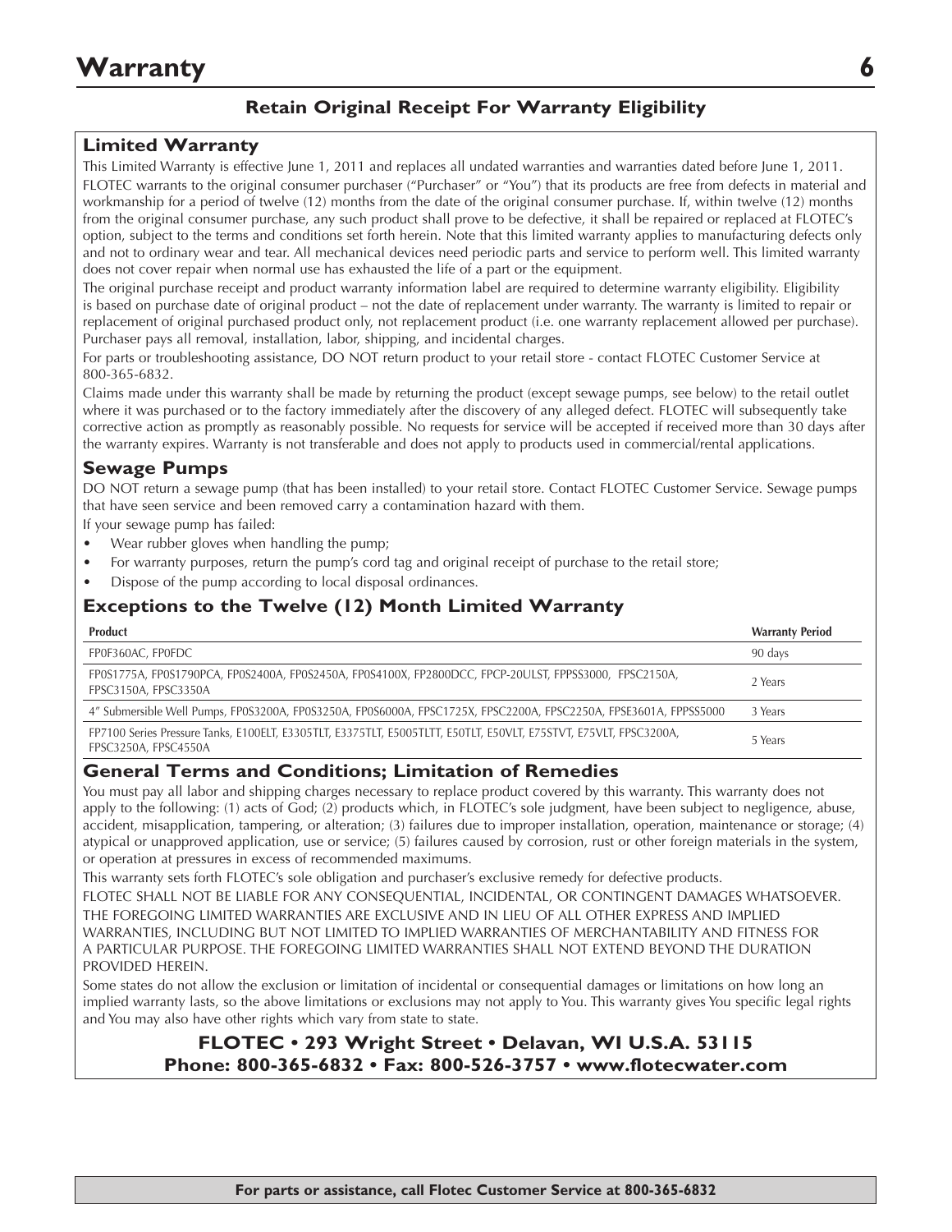# Warranty

**Retain Original Receipt For Warranty Eligibility**

## Limited Warranty

This Limited Warranty is effective June 1, 2011 and replaces all undated warranties and warranties dated before June 1, 2011.

FLOTEC warrants to the original consumer purchaser ("Purchaser" or "You") that its products are free from defects in material and workmanship for a period of twelve (12) months from the date of the original consumer purchase. If, within twelve (12) months from the original consumer purchase, any such product shall prove to be defective, it shall be repaired or replaced at FLOTEC's option, subject to the terms and conditions set forth herein. Note that this limited warranty applies to manufacturing defects only and not to ordinary wear and tear. All mechanical devices need periodic parts and service to perform well. This limited warranty does not cover repair when normal use has exhausted the life of a part or the equipment.

The original purchase receipt and product warranty information label are required to determine warranty eligibility. Eligibility is based on purchase date of original product – not the date of replacement under warranty. The warranty is limited to repair or replacement of original purchased product only, not replacement product (i.e. one warranty replacement allowed per purchase). Purchaser pays all removal, installation, labor, shipping, and incidental charges.

For parts or troubleshooting assistance, DO NOT return product to your retail store - contact FLOTEC Customer Service at 800-365-6832.

Claims made under this warranty shall be made by returning the product (except sewage pumps, see below) to the retail outlet where it was purchased or to the factory immediately after the discovery of any alleged defect. FLOTEC will subsequently take corrective action as promptly as reasonably possible. No requests for service will be accepted if received more than 30 days after the warranty expires. Warranty is not transferable and does not apply to products used in commercial/rental applications.

## Sewage Pumps

DO NOT return a sewage pump (that has been installed) to your retail store. Contact FLOTEC Customer Service. Sewage pumps that have seen service and been removed carry a contamination hazard with them.

If your sewage pump has failed:

- Wear rubber gloves when handling the pump;
- For warranty purposes, return the pump's cord tag and original receipt of purchase to the retail store;
- Dispose of the pump according to local disposal ordinances.

## Exceptions to the Twelve (12) Month Limited Warranty

| Product | Warranty Period |
|---|---|
| FP0F360AC, FP0FDC | 90 days |
| FP0S1775A, FP0S1790PCA, FP0S2400A, FP0S2450A, FP0S4100X, FP2800DCC, FPCP-20ULST, FPPSS3000, FPSC2150A, FPSC3150A, FPSC3350A | 2 Years |
| 4" Submersible Well Pumps, FP0S3200A, FP0S3250A, FP0S6000A, FPSC1725X, FPSC2200A, FPSC2250A, FPSE3601A, FPPSS5000 | 3 Years |
| FP7100 Series Pressure Tanks, E100ELT, E3305TLT, E3375TLT, E5005TLTT, E50TLT, E50VLT, E75STVT, E75VLT, FPSC3200A, FPSC3250A, FPSC4550A | 5 Years |

## General Terms and Conditions; Limitation of Remedies

You must pay all labor and shipping charges necessary to replace product covered by this warranty. This warranty does not apply to the following: (1) acts of God; (2) products which, in FLOTEC's sole judgment, have been subject to negligence, abuse, accident, misapplication, tampering, or alteration; (3) failures due to improper installation, operation, maintenance or storage; (4) atypical or unapproved application, use or service; (5) failures caused by corrosion, rust or other foreign materials in the system, or operation at pressures in excess of recommended maximums.

This warranty sets forth FLOTEC's sole obligation and purchaser's exclusive remedy for defective products.

FLOTEC SHALL NOT BE LIABLE FOR ANY CONSEQUENTIAL, INCIDENTAL, OR CONTINGENT DAMAGES WHATSOEVER.

THE FOREGOING LIMITED WARRANTIES ARE EXCLUSIVE AND IN LIEU OF ALL OTHER EXPRESS AND IMPLIED WARRANTIES, INCLUDING BUT NOT LIMITED TO IMPLIED WARRANTIES OF MERCHANTABILITY AND FITNESS FOR A PARTICULAR PURPOSE. THE FOREGOING LIMITED WARRANTIES SHALL NOT EXTEND BEYOND THE DURATION PROVIDED HEREIN.

Some states do not allow the exclusion or limitation of incidental or consequential damages or limitations on how long an implied warranty lasts, so the above limitations or exclusions may not apply to You. This warranty gives You specific legal rights and You may also have other rights which vary from state to state.

**FLOTEC • 293 Wright Street • Delavan, WI U.S.A. 53115**
**Phone: 800-365-6832 • Fax: 800-526-3757 • www.flotecwater.com**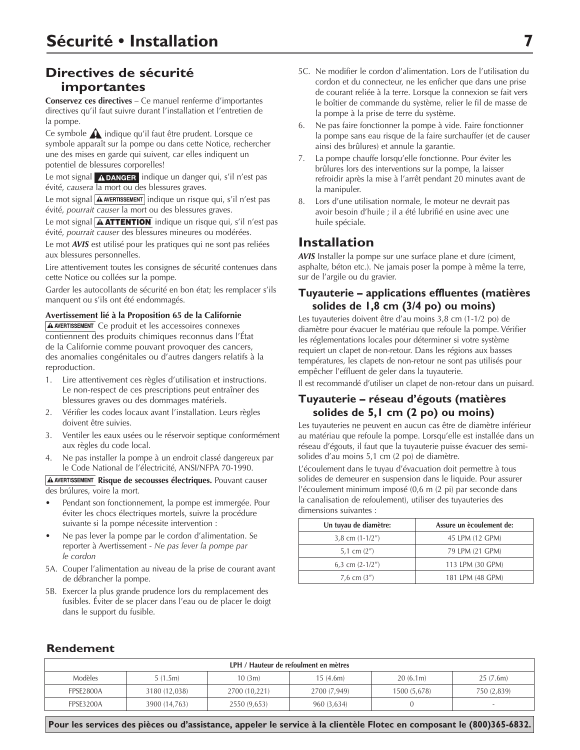# Sécurité • Installation

## Directives de sécurité importantes

**Conservez ces directives** – Ce manuel renferme d'importantes directives qu'il faut suivre durant l'installation et l'entretien de la pompe.

Ce symbole ⚠ indique qu'il faut être prudent. Lorsque ce symbole apparaît sur la pompe ou dans cette Notice, rechercher une des mises en garde qui suivent, car elles indiquent un potentiel de blessures corporelles!

Le mot signal **⚠DANGER** indique un danger qui, s'il n'est pas évité, *causera* la mort ou des blessures graves.

Le mot signal **⚠AVERTISSEMENT** indique un risque qui, s'il n'est pas évité, *pourrait causer* la mort ou des blessures graves.

Le mot signal **⚠ATTENTION** indique un risque qui, s'il n'est pas évité, *pourrait causer* des blessures mineures ou modérées.

Le mot ***AVIS*** est utilisé pour les pratiques qui ne sont pas reliées aux blessures personnelles.

Lire attentivement toutes les consignes de sécurité contenues dans cette Notice ou collées sur la pompe.

Garder les autocollants de sécurité en bon état; les remplacer s'ils manquent ou s'ils ont été endommagés.

**Avertissement lié à la Proposition 65 de la Californie**

**⚠AVERTISSEMENT** Ce produit et les accessoires connexes contiennent des produits chimiques reconnus dans l'État de la Californie comme pouvant provoquer des cancers, des anomalies congénitales ou d'autres dangers relatifs à la reproduction.

1. Lire attentivement ces règles d'utilisation et instructions. Le non-respect de ces prescriptions peut entraîner des blessures graves ou des dommages matériels.
2. Vérifier les codes locaux avant l'installation. Leurs règles doivent être suivies.
3. Ventiler les eaux usées ou le réservoir septique conformément aux règles du code local.
4. Ne pas installer la pompe à un endroit classé dangereux par le Code National de l'électricité, ANSI/NFPA 70-1990.

**⚠AVERTISSEMENT Risque de secousses électriques.** Pouvant causer des brûlures, voire la mort.

- Pendant son fonctionnement, la pompe est immergée. Pour éviter les chocs électriques mortels, suivre la procédure suivante si la pompe nécessite intervention :
- Ne pas lever la pompe par le cordon d'alimentation. Se reporter à Avertissement - *Ne pas lever la pompe par le cordon*

5A. Couper l'alimentation au niveau de la prise de courant avant de débrancher la pompe.

5B. Exercer la plus grande prudence lors du remplacement des fusibles. Éviter de se placer dans l'eau ou de placer le doigt dans le support du fusible.

5C. Ne modifier le cordon d'alimentation. Lors de l'utilisation du cordon et du connecteur, ne les enficher que dans une prise de courant reliée à la terre. Lorsque la connexion se fait vers le boîtier de commande du système, relier le fil de masse de la pompe à la prise de terre du système.

6. Ne pas faire fonctionner la pompe à vide. Faire fonctionner la pompe sans eau risque de la faire surchauffer (et de causer ainsi des brûlures) et annule la garantie.
7. La pompe chauffe lorsqu'elle fonctionne. Pour éviter les brûlures lors des interventions sur la pompe, la laisser refroidir après la mise à l'arrêt pendant 20 minutes avant de la manipuler.
8. Lors d'une utilisation normale, le moteur ne devrait pas avoir besoin d'huile ; il a été lubrifié en usine avec une huile spéciale.

## Installation

***AVIS*** Installer la pompe sur une surface plane et dure (ciment, asphalte, béton etc.). Ne jamais poser la pompe à même la terre, sur de l'argile ou du gravier.

### Tuyauterie – applications effluentes (matières solides de 1,8 cm (3/4 po) ou moins)

Les tuyauteries doivent être d'au moins 3,8 cm (1-1/2 po) de diamètre pour évacuer le matériau que refoule la pompe. Vérifier les réglementations locales pour déterminer si votre système requiert un clapet de non-retour. Dans les régions aux basses températures, les clapets de non-retour ne sont pas utilisés pour empêcher l'effluent de geler dans la tuyauterie.

Il est recommandé d'utiliser un clapet de non-retour dans un puisard.

### Tuyauterie – réseau d'égouts (matières solides de 5,1 cm (2 po) ou moins)

Les tuyauteries ne peuvent en aucun cas être de diamètre inférieur au matériau que refoule la pompe. Lorsqu'elle est installée dans un réseau d'égouts, il faut que la tuyauterie puisse évacuer des semi-solides d'au moins 5,1 cm (2 po) de diamètre.

L'écoulement dans le tuyau d'évacuation doit permettre à tous solides de demeurer en suspension dans le liquide. Pour assurer l'écoulement minimum imposé (0,6 m (2 pi) par seconde dans la canalisation de refoulement), utiliser des tuyauteries des dimensions suivantes :

| Un tuyau de diamètre: | Assure un ècoulement de: |
|---|---|
| 3,8 cm (1-1/2") | 45 LPM (12 GPM) |
| 5,1 cm (2") | 79 LPM (21 GPM) |
| 6,3 cm (2-1/2") | 113 LPM (30 GPM) |
| 7,6 cm (3") | 181 LPM (48 GPM) |

## Rendement

| LPH / Hauteur de refoulment en mètres | | | | | |
|---|---|---|---|---|---|
| Modèles | 5 (1.5m) | 10 (3m) | 15 (4.6m) | 20 (6.1m) | 25 (7.6m) |
| FPSE2800A | 3180 (12,038) | 2700 (10,221) | 2700 (7,949) | 1500 (5,678) | 750 (2,839) |
| FPSE3200A | 3900 (14,763) | 2550 (9,653) | 960 (3,634) | 0 | - |

**Pour les services des pièces ou d'assistance, appeler le service à la clientèle Flotec en composant le (800)365-6832.**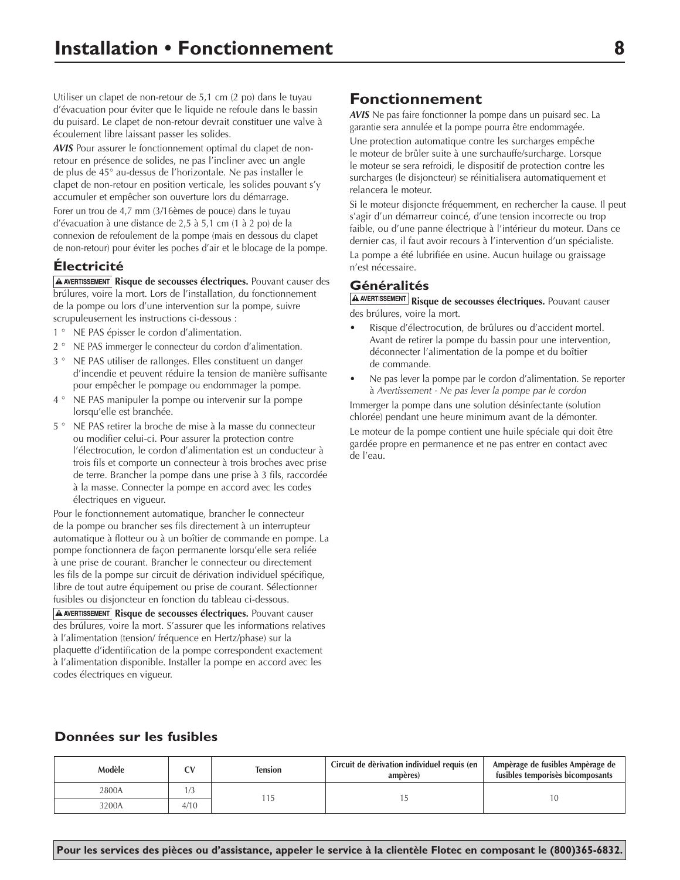# Installation • Fonctionnement

Utiliser un clapet de non-retour de 5,1 cm (2 po) dans le tuyau d'évacuation pour éviter que le liquide ne refoule dans le bassin du puisard. Le clapet de non-retour devrait constituer une valve à écoulement libre laissant passer les solides.

***AVIS*** Pour assurer le fonctionnement optimal du clapet de non-retour en présence de solides, ne pas l'incliner avec un angle de plus de 45° au-dessus de l'horizontale. Ne pas installer le clapet de non-retour en position verticale, les solides pouvant s'y accumuler et empêcher son ouverture lors du démarrage.

Forer un trou de 4,7 mm (3/16èmes de pouce) dans le tuyau d'évacuation à une distance de 2,5 à 5,1 cm (1 à 2 po) de la connexion de refoulement de la pompe (mais en dessous du clapet de non-retour) pour éviter les poches d'air et le blocage de la pompe.

### Électricité

**⚠ AVERTISSEMENT Risque de secousses électriques.** Pouvant causer des brûlures, voire la mort. Lors de l'installation, du fonctionnement de la pompe ou lors d'une intervention sur la pompe, suivre scrupuleusement les instructions ci-dessous :

1 ° NE PAS épisser le cordon d'alimentation.

2 ° NE PAS immerger le connecteur du cordon d'alimentation.

3 ° NE PAS utiliser de rallonges. Elles constituent un danger d'incendie et peuvent réduire la tension de manière suffisante pour empêcher le pompage ou endommager la pompe.

4 ° NE PAS manipuler la pompe ou intervenir sur la pompe lorsqu'elle est branchée.

5 ° NE PAS retirer la broche de mise à la masse du connecteur ou modifier celui-ci. Pour assurer la protection contre l'électrocution, le cordon d'alimentation est un conducteur à trois fils et comporte un connecteur à trois broches avec prise de terre. Brancher la pompe dans une prise à 3 fils, raccordée à la masse. Connecter la pompe en accord avec les codes électriques en vigueur.

Pour le fonctionnement automatique, brancher le connecteur de la pompe ou brancher ses fils directement à un interrupteur automatique à flotteur ou à un boîtier de commande en pompe. La pompe fonctionnera de façon permanente lorsqu'elle sera reliée à une prise de courant. Brancher le connecteur ou directement les fils de la pompe sur circuit de dérivation individuel spécifique, libre de tout autre équipement ou prise de courant. Sélectionner fusibles ou disjoncteur en fonction du tableau ci-dessous.

**⚠ AVERTISSEMENT Risque de secousses électriques.** Pouvant causer des brûlures, voire la mort. S'assurer que les informations relatives à l'alimentation (tension/ fréquence en Hertz/phase) sur la plaquette d'identification de la pompe correspondent exactement à l'alimentation disponible. Installer la pompe en accord avec les codes électriques en vigueur.

## Fonctionnement

***AVIS*** Ne pas faire fonctionner la pompe dans un puisard sec. La garantie sera annulée et la pompe pourra être endommagée.

Une protection automatique contre les surcharges empêche le moteur de brûler suite à une surchauffe/surcharge. Lorsque le moteur se sera refroidi, le dispositif de protection contre les surcharges (le disjoncteur) se réinitialisera automatiquement et relancera le moteur.

Si le moteur disjoncte fréquemment, en rechercher la cause. Il peut s'agir d'un démarreur coincé, d'une tension incorrecte ou trop faible, ou d'une panne électrique à l'intérieur du moteur. Dans ce dernier cas, il faut avoir recours à l'intervention d'un spécialiste.

La pompe a été lubrifiée en usine. Aucun huilage ou graissage n'est nécessaire.

### Généralités

**⚠ AVERTISSEMENT Risque de secousses électriques.** Pouvant causer des brûlures, voire la mort.

- Risque d'électrocution, de brûlures ou d'accident mortel. Avant de retirer la pompe du bassin pour une intervention, déconnecter l'alimentation de la pompe et du boîtier de commande.
- Ne pas lever la pompe par le cordon d'alimentation. Se reporter à *Avertissement - Ne pas lever la pompe par le cordon*

Immerger la pompe dans une solution désinfectante (solution chlorée) pendant une heure minimum avant de la démonter.

Le moteur de la pompe contient une huile spéciale qui doit être gardée propre en permanence et ne pas entrer en contact avec de l'eau.

### Données sur les fusibles

| Modèle | CV | Tension | Circuit de dèrivation individuel requis (en ampères) | Ampèrage de fusibles Ampèrage de fusibles temporisès bicomposants |
|---|---|---|---|---|
| 2800A | 1/3 | 115 | 15 | 10 |
| 3200A | 4/10 | | | |

**Pour les services des pièces ou d'assistance, appeler le service à la clientèle Flotec en composant le (800)365-6832.**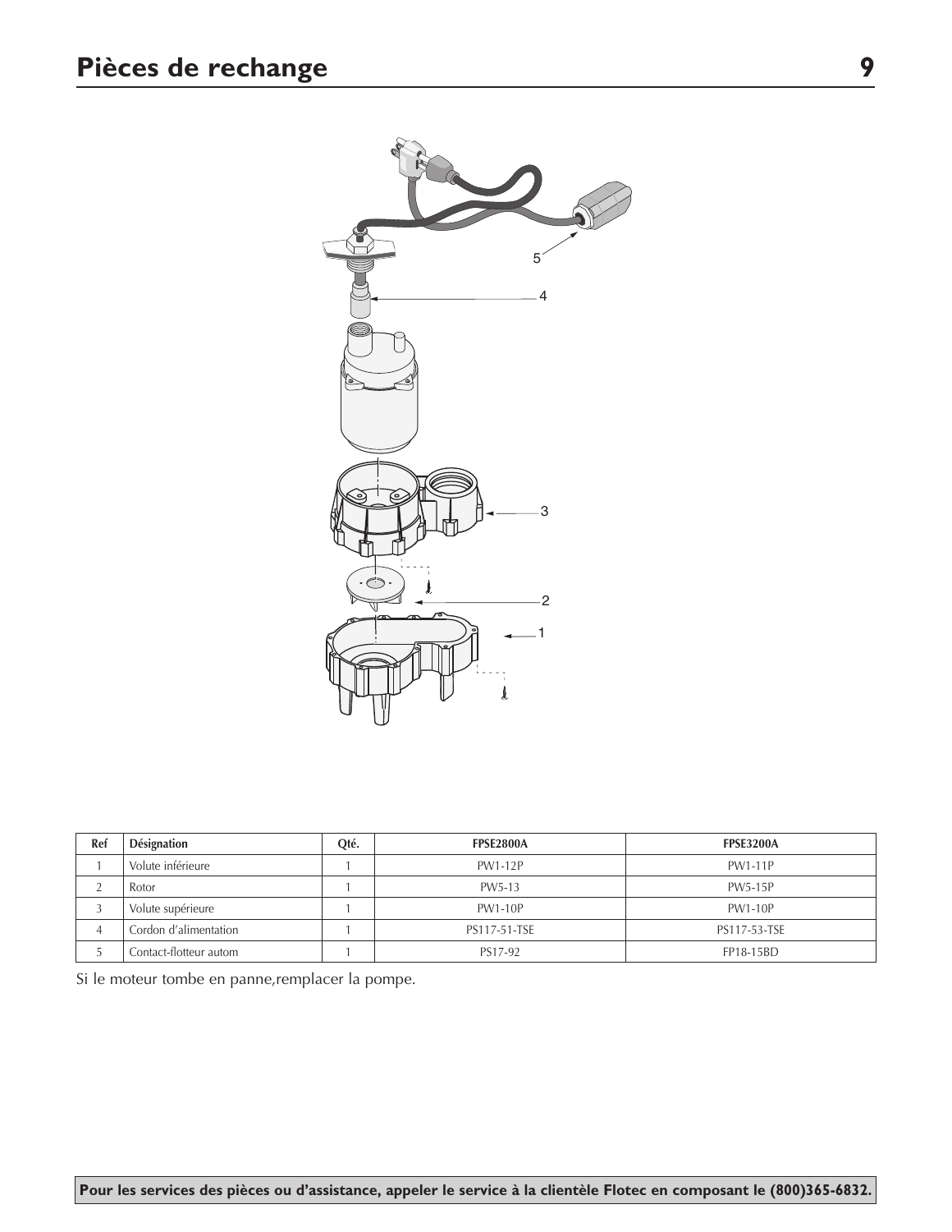# Pièces de rechange

| Ref | Désignation | Qté. | FPSE2800A | FPSE3200A |
|---|---|---|---|---|
| 1 | Volute inférieure | 1 | PW1-12P | PW1-11P |
| 2 | Rotor | 1 | PW5-13 | PW5-15P |
| 3 | Volute supérieure | 1 | PW1-10P | PW1-10P |
| 4 | Cordon d'alimentation | 1 | PS117-51-TSE | PS117-53-TSE |
| 5 | Contact-flotteur autom | 1 | PS17-92 | FP18-15BD |

Si le moteur tombe en panne,remplacer la pompe.

**Pour les services des pièces ou d'assistance, appeler le service à la clientèle Flotec en composant le (800)365-6832.**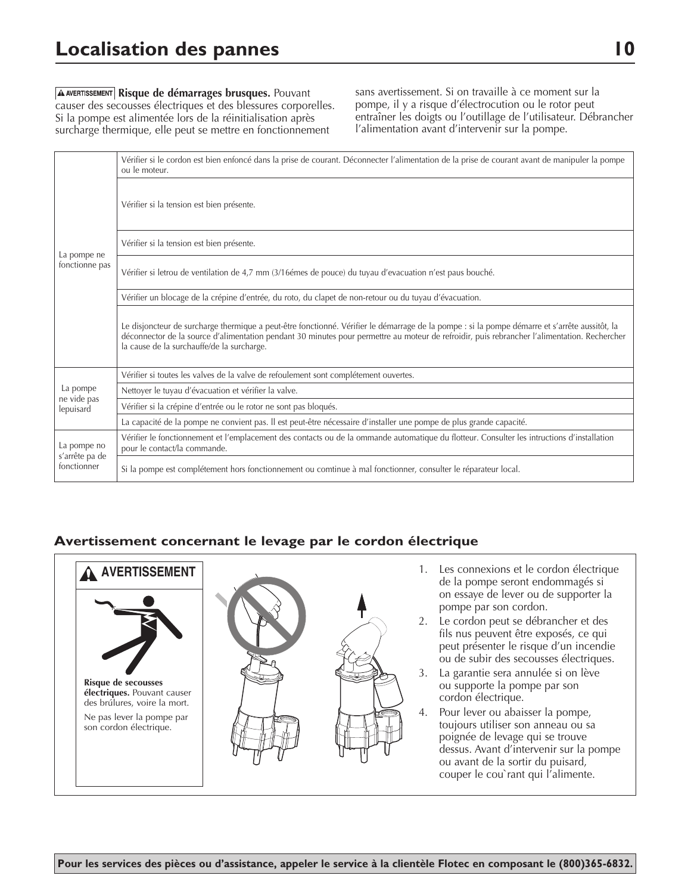## Localisation des pannes

**⚠ AVERTISSEMENT Risque de démarrages brusques.** Pouvant causer des secousses électriques et des blessures corporelles. Si la pompe est alimentée lors de la réinitialisation après surcharge thermique, elle peut se mettre en fonctionnement sans avertissement. Si on travaille à ce moment sur la pompe, il y a risque d'électrocution ou le rotor peut entraîner les doigts ou l'outillage de l'utilisateur. Débrancher l'alimentation avant d'intervenir sur la pompe.

| | |
|---|---|
| La pompe ne fonctionne pas | Vérifier si le cordon est bien enfoncé dans la prise de courant. Déconnecter l'alimentation de la prise de courant avant de manipuler la pompe ou le moteur. |
| | Vérifier si la tension est bien présente. |
| | Vérifier si la tension est bien présente. |
| | Vérifier si letrou de ventilation de 4,7 mm (3/16émes de pouce) du tuyau d'evacuation n'est paus bouché. |
| | Vérifier un blocage de la crépine d'entrée, du roto, du clapet de non-retour ou du tuyau d'évacuation. |
| | Le disjoncteur de surcharge thermique a peut-être fonctionné. Vérifier le démarrage de la pompe : si la pompe démarre et s'arrête aussitôt, la déconnector de la source d'alimentation pendant 30 minutes pour permettre au moteur de refroidir, puis rebrancher l'alimentation. Rechercher la cause de la surchauffe/de la surcharge. |
| La pompe ne vide pas lepuisard | Vérifier si toutes les valves de la valve de refoulement sont complétement ouvertes. |
| | Nettoyer le tuyau d'évacuation et vérifier la valve. |
| | Vérifier si la crépine d'entrée ou le rotor ne sont pas bloqués. |
| | La capacité de la pompe ne convient pas. Il est peut-être nécessaire d'installer une pompe de plus grande capacité. |
| La pompe no s'arrête pa de fonctionner | Vérifier le fonctionnement et l'emplacement des contacts ou de la ommande automatique du flotteur. Consulter les intructions d'installation pour le contact/la commande. |
| | Si la pompe est complétement hors fonctionnement ou comtinue à mal fonctionner, consulter le réparateur local. |

### Avertissement concernant le levage par le cordon électrique

**⚠ AVERTISSEMENT**

**Risque de secousses électriques.** Pouvant causer des brûlures, voire la mort.

Ne pas lever la pompe par son cordon électrique.

1. Les connexions et le cordon électrique de la pompe seront endommagés si on essaye de lever ou de supporter la pompe par son cordon.
2. Le cordon peut se débrancher et des fils nus peuvent être exposés, ce qui peut présenter le risque d'un incendie ou de subir des secousses électriques.
3. La garantie sera annulée si on lève ou supporte la pompe par son cordon électrique.
4. Pour lever ou abaisser la pompe, toujours utiliser son anneau ou sa poignée de levage qui se trouve dessus. Avant d'intervenir sur la pompe ou avant de la sortir du puisard, couper le cou`rant qui l'alimente.

**Pour les services des pièces ou d'assistance, appeler le service à la clientèle Flotec en composant le (800)365-6832.**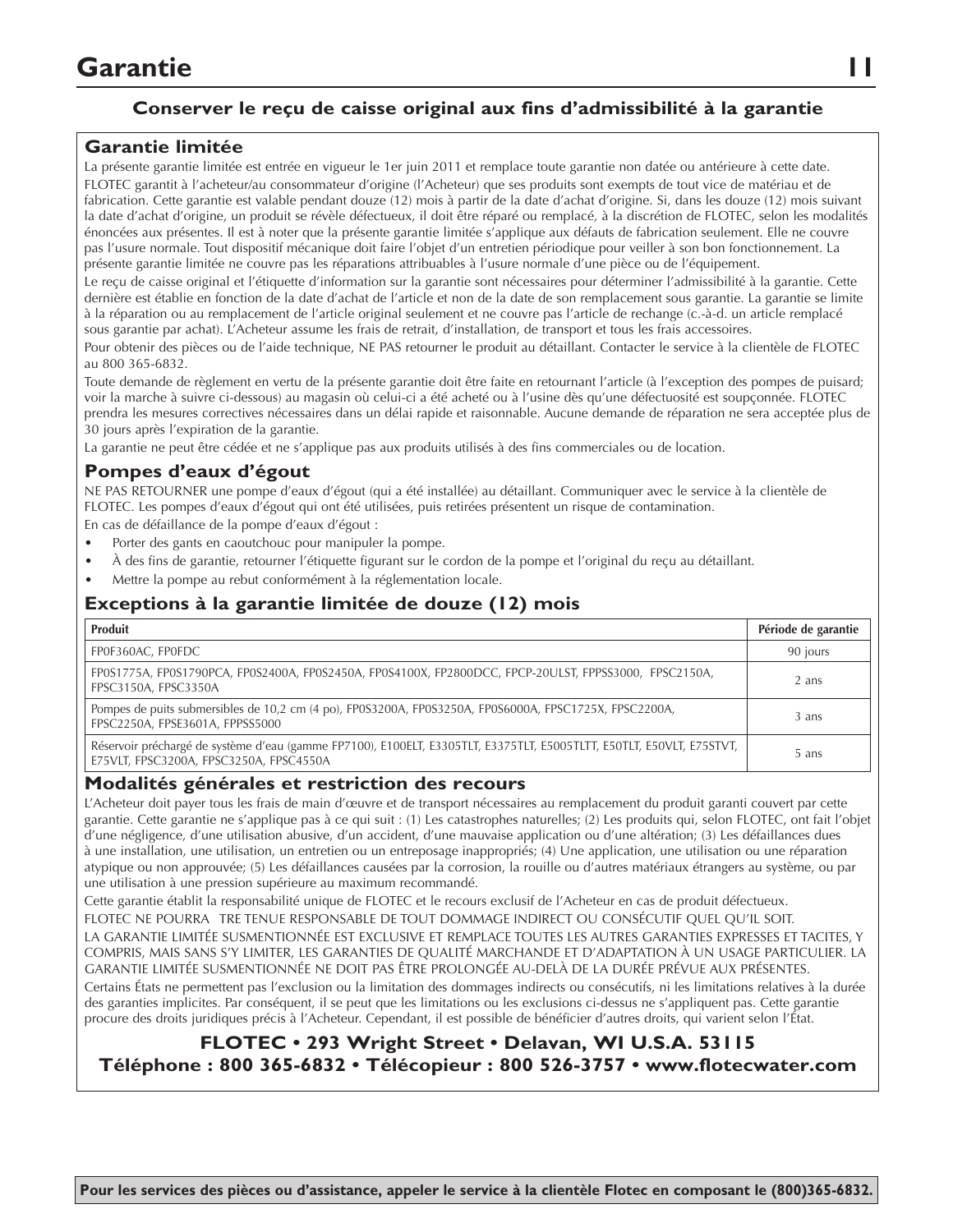# Garantie

**Conserver le reçu de caisse original aux fins d'admissibilité à la garantie**

## Garantie limitée

La présente garantie limitée est entrée en vigueur le 1er juin 2011 et remplace toute garantie non datée ou antérieure à cette date.

FLOTEC garantit à l'acheteur/au consommateur d'origine (l'Acheteur) que ses produits sont exempts de tout vice de matériau et de fabrication. Cette garantie est valable pendant douze (12) mois à partir de la date d'achat d'origine. Si, dans les douze (12) mois suivant la date d'achat d'origine, un produit se révèle défectueux, il doit être réparé ou remplacé, à la discrétion de FLOTEC, selon les modalités énoncées aux présentes. Il est à noter que la présente garantie limitée s'applique aux défauts de fabrication seulement. Elle ne couvre pas l'usure normale. Tout dispositif mécanique doit faire l'objet d'un entretien périodique pour veiller à son bon fonctionnement. La présente garantie limitée ne couvre pas les réparations attribuables à l'usure normale d'une pièce ou de l'équipement.

Le reçu de caisse original et l'étiquette d'information sur la garantie sont nécessaires pour déterminer l'admissibilité à la garantie. Cette dernière est établie en fonction de la date d'achat de l'article et non de la date de son remplacement sous garantie. La garantie se limite à la réparation ou au remplacement de l'article original seulement et ne couvre pas l'article de rechange (c.-à-d. un article remplacé sous garantie par achat). L'Acheteur assume les frais de retrait, d'installation, de transport et tous les frais accessoires.

Pour obtenir des pièces ou de l'aide technique, NE PAS retourner le produit au détaillant. Contacter le service à la clientèle de FLOTEC au 800 365-6832.

Toute demande de règlement en vertu de la présente garantie doit être faite en retournant l'article (à l'exception des pompes de puisard; voir la marche à suivre ci-dessous) au magasin où celui-ci a été acheté ou à l'usine dès qu'une défectuosité est soupçonnée. FLOTEC prendra les mesures correctives nécessaires dans un délai rapide et raisonnable. Aucune demande de réparation ne sera acceptée plus de 30 jours après l'expiration de la garantie.

La garantie ne peut être cédée et ne s'applique pas aux produits utilisés à des fins commerciales ou de location.

## Pompes d'eaux d'égout

NE PAS RETOURNER une pompe d'eaux d'égout (qui a été installée) au détaillant. Communiquer avec le service à la clientèle de FLOTEC. Les pompes d'eaux d'égout qui ont été utilisées, puis retirées présentent un risque de contamination.

En cas de défaillance de la pompe d'eaux d'égout :

- Porter des gants en caoutchouc pour manipuler la pompe.
- À des fins de garantie, retourner l'étiquette figurant sur le cordon de la pompe et l'original du reçu au détaillant.
- Mettre la pompe au rebut conformément à la réglementation locale.

## Exceptions à la garantie limitée de douze (12) mois

| Produit | Période de garantie |
|---|---|
| FP0F360AC, FP0FDC | 90 jours |
| FP0S1775A, FP0S1790PCA, FP0S2400A, FP0S2450A, FP0S4100X, FP2800DCC, FPCP-20ULST, FPPSS3000, FPSC2150A, FPSC3150A, FPSC3350A | 2 ans |
| Pompes de puits submersibles de 10,2 cm (4 po), FP0S3200A, FP0S3250A, FP0S6000A, FPSC1725X, FPSC2200A, FPSC2250A, FPSE3601A, FPPSS5000 | 3 ans |
| Réservoir préchargé de système d'eau (gamme FP7100), E100ELT, E3305TLT, E3375TLT, E5005TLTT, E50TLT, E50VLT, E75STVT, E75VLT, FPSC3200A, FPSC3250A, FPSC4550A | 5 ans |

## Modalités générales et restriction des recours

L'Acheteur doit payer tous les frais de main d'œuvre et de transport nécessaires au remplacement du produit garanti couvert par cette garantie. Cette garantie ne s'applique pas à ce qui suit : (1) Les catastrophes naturelles; (2) Les produits qui, selon FLOTEC, ont fait l'objet d'une négligence, d'une utilisation abusive, d'un accident, d'une mauvaise application ou d'une altération; (3) Les défaillances dues à une installation, une utilisation, un entretien ou un entreposage inappropriés; (4) Une application, une utilisation ou une réparation atypique ou non approuvée; (5) Les défaillances causées par la corrosion, la rouille ou d'autres matériaux étrangers au système, ou par une utilisation à une pression supérieure au maximum recommandé.

Cette garantie établit la responsabilité unique de FLOTEC et le recours exclusif de l'Acheteur en cas de produit défectueux.

FLOTEC NE POURRA TRE TENUE RESPONSABLE DE TOUT DOMMAGE INDIRECT OU CONSÉCUTIF QUEL QU'IL SOIT.

LA GARANTIE LIMITÉE SUSMENTIONNÉE EST EXCLUSIVE ET REMPLACE TOUTES LES AUTRES GARANTIES EXPRESSES ET TACITES, Y COMPRIS, MAIS SANS S'Y LIMITER, LES GARANTIES DE QUALITÉ MARCHANDE ET D'ADAPTATION À UN USAGE PARTICULIER. LA GARANTIE LIMITÉE SUSMENTIONNÉE NE DOIT PAS ÊTRE PROLONGÉE AU-DELÀ DE LA DURÉE PRÉVUE AUX PRÉSENTES.

Certains États ne permettent pas l'exclusion ou la limitation des dommages indirects ou consécutifs, ni les limitations relatives à la durée des garanties implicites. Par conséquent, il se peut que les limitations ou les exclusions ci-dessus ne s'appliquent pas. Cette garantie procure des droits juridiques précis à l'Acheteur. Cependant, il est possible de bénéficier d'autres droits, qui varient selon l'État.

**FLOTEC • 293 Wright Street • Delavan, WI U.S.A. 53115**
**Téléphone : 800 365-6832 • Télécopieur : 800 526-3757 • www.flotecwater.com**

**Pour les services des pièces ou d'assistance, appeler le service à la clientèle Flotec en composant le (800)365-6832.**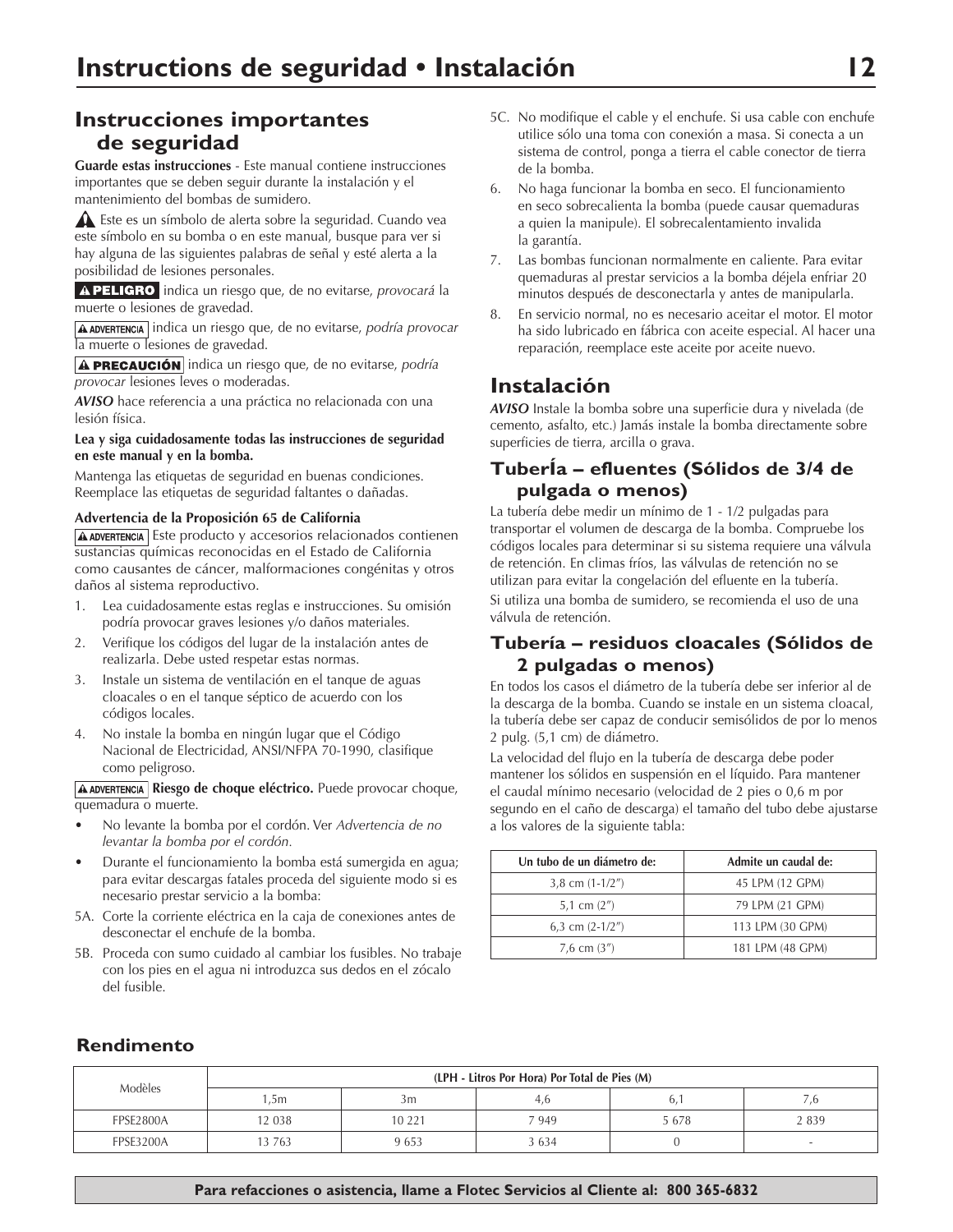# Instructions de seguridad • Instalación

## Instrucciones importantes de seguridad

**Guarde estas instrucciones** - Este manual contiene instrucciones importantes que se deben seguir durante la instalación y el mantenimiento del bombas de sumidero.

⚠ Este es un símbolo de alerta sobre la seguridad. Cuando vea este símbolo en su bomba o en este manual, busque para ver si hay alguna de las siguientes palabras de señal y esté alerta a la posibilidad de lesiones personales.

**⚠ PELIGRO** indica un riesgo que, de no evitarse, *provocará* la muerte o lesiones de gravedad.

**⚠ ADVERTENCIA** indica un riesgo que, de no evitarse, *podría provocar* la muerte o lesiones de gravedad.

**⚠ PRECAUCIÓN** indica un riesgo que, de no evitarse, *podría provocar* lesiones leves o moderadas.

***AVISO*** hace referencia a una práctica no relacionada con una lesión física.

**Lea y siga cuidadosamente todas las instrucciones de seguridad en este manual y en la bomba.**

Mantenga las etiquetas de seguridad en buenas condiciones. Reemplace las etiquetas de seguridad faltantes o dañadas.

**Advertencia de la Proposición 65 de California**

**⚠ ADVERTENCIA** Este producto y accesorios relacionados contienen sustancias químicas reconocidas en el Estado de California como causantes de cáncer, malformaciones congénitas y otros daños al sistema reproductivo.

1. Lea cuidadosamente estas reglas e instrucciones. Su omisión podría provocar graves lesiones y/o daños materiales.
2. Verifique los códigos del lugar de la instalación antes de realizarla. Debe usted respetar estas normas.
3. Instale un sistema de ventilación en el tanque de aguas cloacales o en el tanque séptico de acuerdo con los códigos locales.
4. No instale la bomba en ningún lugar que el Código Nacional de Electricidad, ANSI/NFPA 70-1990, clasifique como peligroso.

**⚠ ADVERTENCIA** **Riesgo de choque eléctrico.** Puede provocar choque, quemadura o muerte.

- No levante la bomba por el cordón. Ver *Advertencia de no levantar la bomba por el cordón.*
- Durante el funcionamiento la bomba está sumergida en agua; para evitar descargas fatales proceda del siguiente modo si es necesario prestar servicio a la bomba:

5A. Corte la corriente eléctrica en la caja de conexiones antes de desconectar el enchufe de la bomba.

5B. Proceda con sumo cuidado al cambiar los fusibles. No trabaje con los pies en el agua ni introduzca sus dedos en el zócalo del fusible.

5C. No modifique el cable y el enchufe. Si usa cable con enchufe utilice sólo una toma con conexión a masa. Si conecta a un sistema de control, ponga a tierra el cable conector de tierra de la bomba.

6. No haga funcionar la bomba en seco. El funcionamiento en seco sobrecalienta la bomba (puede causar quemaduras a quien la manipule). El sobrecalentamiento invalida la garantía.
7. Las bombas funcionan normalmente en caliente. Para evitar quemaduras al prestar servicios a la bomba déjela enfriar 20 minutos después de desconectarla y antes de manipularla.
8. En servicio normal, no es necesario aceitar el motor. El motor ha sido lubricado en fábrica con aceite especial. Al hacer una reparación, reemplace este aceite por aceite nuevo.

## Instalación

***AVISO*** Instale la bomba sobre una superficie dura y nivelada (de cemento, asfalto, etc.) Jamás instale la bomba directamente sobre superficies de tierra, arcilla o grava.

### TuberÍa – efluentes (Sólidos de 3/4 de pulgada o menos)

La tubería debe medir un mínimo de 1 - 1/2 pulgadas para transportar el volumen de descarga de la bomba. Compruebe los códigos locales para determinar si su sistema requiere una válvula de retención. En climas fríos, las válvulas de retención no se utilizan para evitar la congelación del efluente en la tubería.

Si utiliza una bomba de sumidero, se recomienda el uso de una válvula de retención.

### Tubería – residuos cloacales (Sólidos de 2 pulgadas o menos)

En todos los casos el diámetro de la tubería debe ser inferior al de la descarga de la bomba. Cuando se instale en un sistema cloacal, la tubería debe ser capaz de conducir semisólidos de por lo menos 2 pulg. (5,1 cm) de diámetro.

La velocidad del flujo en la tubería de descarga debe poder mantener los sólidos en suspensión en el líquido. Para mantener el caudal mínimo necesario (velocidad de 2 pies o 0,6 m por segundo en el caño de descarga) el tamaño del tubo debe ajustarse a los valores de la siguiente tabla:

| Un tubo de un diámetro de: | Admite un caudal de: |
|---|---|
| 3,8 cm (1-1/2") | 45 LPM (12 GPM) |
| 5,1 cm (2") | 79 LPM (21 GPM) |
| 6,3 cm (2-1/2") | 113 LPM (30 GPM) |
| 7,6 cm (3") | 181 LPM (48 GPM) |

### Rendimento

| Modèles | (LPH - Litros Por Hora) Por Total de Pies (M) | | | | |
|---|---|---|---|---|---|
| | 1,5m | 3m | 4,6 | 6,1 | 7,6 |
| FPSE2800A | 12 038 | 10 221 | 7 949 | 5 678 | 2 839 |
| FPSE3200A | 13 763 | 9 653 | 3 634 | 0 | - |

**Para refacciones o asistencia, llame a Flotec Servicios al Cliente al: 800 365-6832**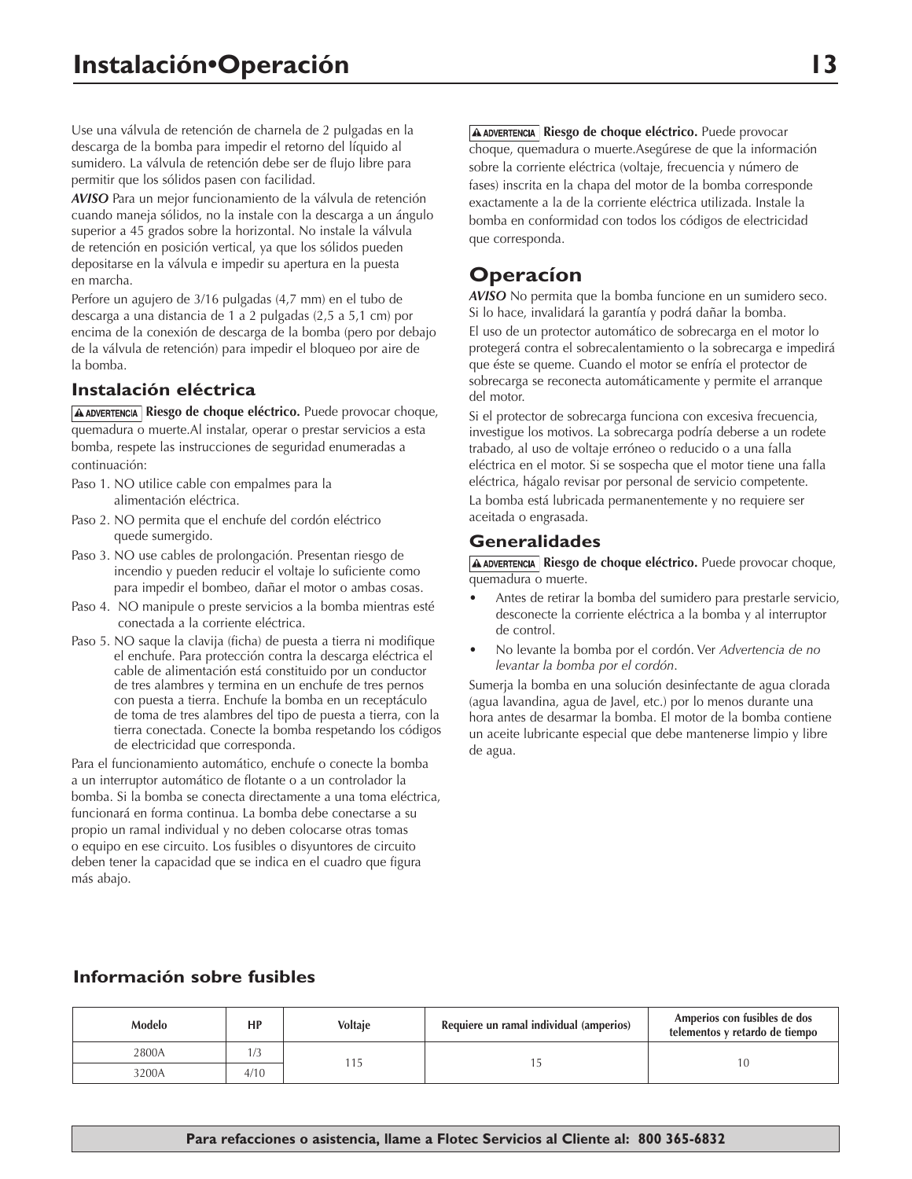# Instalación•Operación

Use una válvula de retención de charnela de 2 pulgadas en la descarga de la bomba para impedir el retorno del líquido al sumidero. La válvula de retención debe ser de flujo libre para permitir que los sólidos pasen con facilidad.

***AVISO*** Para un mejor funcionamiento de la válvula de retención cuando maneja sólidos, no la instale con la descarga a un ángulo superior a 45 grados sobre la horizontal. No instale la válvula de retención en posición vertical, ya que los sólidos pueden depositarse en la válvula e impedir su apertura en la puesta en marcha.

Perfore un agujero de 3/16 pulgadas (4,7 mm) en el tubo de descarga a una distancia de 1 a 2 pulgadas (2,5 a 5,1 cm) por encima de la conexión de descarga de la bomba (pero por debajo de la válvula de retención) para impedir el bloqueo por aire de la bomba.

## Instalación eléctrica

**⚠ ADVERTENCIA** **Riesgo de choque eléctrico.** Puede provocar choque, quemadura o muerte.Al instalar, operar o prestar servicios a esta bomba, respete las instrucciones de seguridad enumeradas a continuación:

Paso 1. NO utilice cable con empalmes para la alimentación eléctrica.

Paso 2. NO permita que el enchufe del cordón eléctrico quede sumergido.

Paso 3. NO use cables de prolongación. Presentan riesgo de incendio y pueden reducir el voltaje lo suficiente como para impedir el bombeo, dañar el motor o ambas cosas.

Paso 4. NO manipule o preste servicios a la bomba mientras esté conectada a la corriente eléctrica.

Paso 5. NO saque la clavija (ficha) de puesta a tierra ni modifique el enchufe. Para protección contra la descarga eléctrica el cable de alimentación está constituido por un conductor de tres alambres y termina en un enchufe de tres pernos con puesta a tierra. Enchufe la bomba en un receptáculo de toma de tres alambres del tipo de puesta a tierra, con la tierra conectada. Conecte la bomba respetando los códigos de electricidad que corresponda.

Para el funcionamiento automático, enchufe o conecte la bomba a un interruptor automático de flotante o a un controlador la bomba. Si la bomba se conecta directamente a una toma eléctrica, funcionará en forma continua. La bomba debe conectarse a su propio un ramal individual y no deben colocarse otras tomas o equipo en ese circuito. Los fusibles o disyuntores de circuito deben tener la capacidad que se indica en el cuadro que figura más abajo.

**⚠ ADVERTENCIA** **Riesgo de choque eléctrico.** Puede provocar choque, quemadura o muerte.Asegúrese de que la información sobre la corriente eléctrica (voltaje, frecuencia y número de fases) inscrita en la chapa del motor de la bomba corresponde exactamente a la de la corriente eléctrica utilizada. Instale la bomba en conformidad con todos los códigos de electricidad que corresponda.

## Operacíon

***AVISO*** No permita que la bomba funcione en un sumidero seco. Si lo hace, invalidará la garantía y podrá dañar la bomba.

El uso de un protector automático de sobrecarga en el motor lo protegerá contra el sobrecalentamiento o la sobrecarga e impedirá que éste se queme. Cuando el motor se enfría el protector de sobrecarga se reconecta automáticamente y permite el arranque del motor.

Si el protector de sobrecarga funciona con excesiva frecuencia, investigue los motivos. La sobrecarga podría deberse a un rodete trabado, al uso de voltaje erróneo o reducido o a una falla eléctrica en el motor. Si se sospecha que el motor tiene una falla eléctrica, hágalo revisar por personal de servicio competente.

La bomba está lubricada permanentemente y no requiere ser aceitada o engrasada.

## Generalidades

**⚠ ADVERTENCIA** **Riesgo de choque eléctrico.** Puede provocar choque, quemadura o muerte.

- Antes de retirar la bomba del sumidero para prestarle servicio, desconecte la corriente eléctrica a la bomba y al interruptor de control.
- No levante la bomba por el cordón. Ver *Advertencia de no levantar la bomba por el cordón*.

Sumerja la bomba en una solución desinfectante de agua clorada (agua lavandina, agua de Javel, etc.) por lo menos durante una hora antes de desarmar la bomba. El motor de la bomba contiene un aceite lubricante especial que debe mantenerse limpio y libre de agua.

## Información sobre fusibles

| Modelo | HP | Voltaje | Requiere un ramal individual (amperios) | Amperios con fusibles de dos telementos y retardo de tiempo |
|---|---|---|---|---|
| 2800A | 1/3 | 115 | 15 | 10 |
| 3200A | 4/10 | | | |

**Para refacciones o asistencia, llame a Flotec Servicios al Cliente al: 800 365-6832**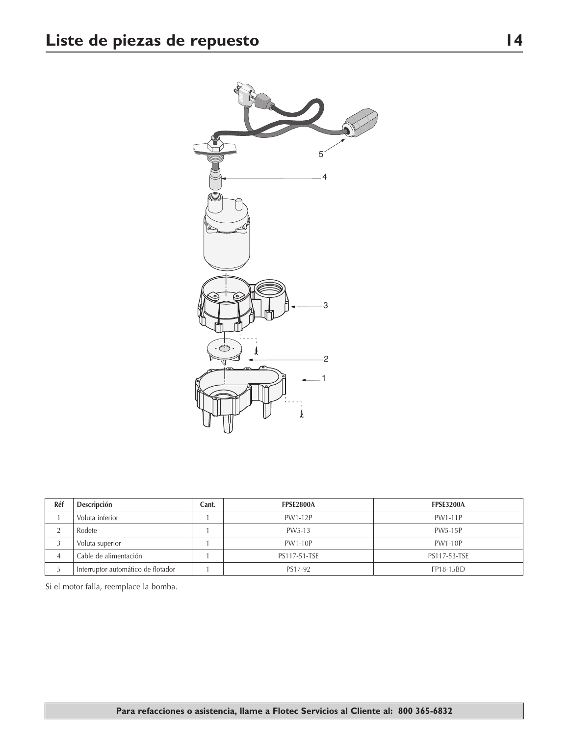# Liste de piezas de repuesto

| Réf | Descripción | Cant. | FPSE2800A | FPSE3200A |
|---|---|---|---|---|
| 1 | Voluta inferior | 1 | PW1-12P | PW1-11P |
| 2 | Rodete | 1 | PW5-13 | PW5-15P |
| 3 | Voluta superior | 1 | PW1-10P | PW1-10P |
| 4 | Cable de alimentación | 1 | PS117-51-TSE | PS117-53-TSE |
| 5 | Interruptor automático de flotador | 1 | PS17-92 | FP18-15BD |

Si el motor falla, reemplace la bomba.

**Para refacciones o asistencia, llame a Flotec Servicios al Cliente al: 800 365-6832**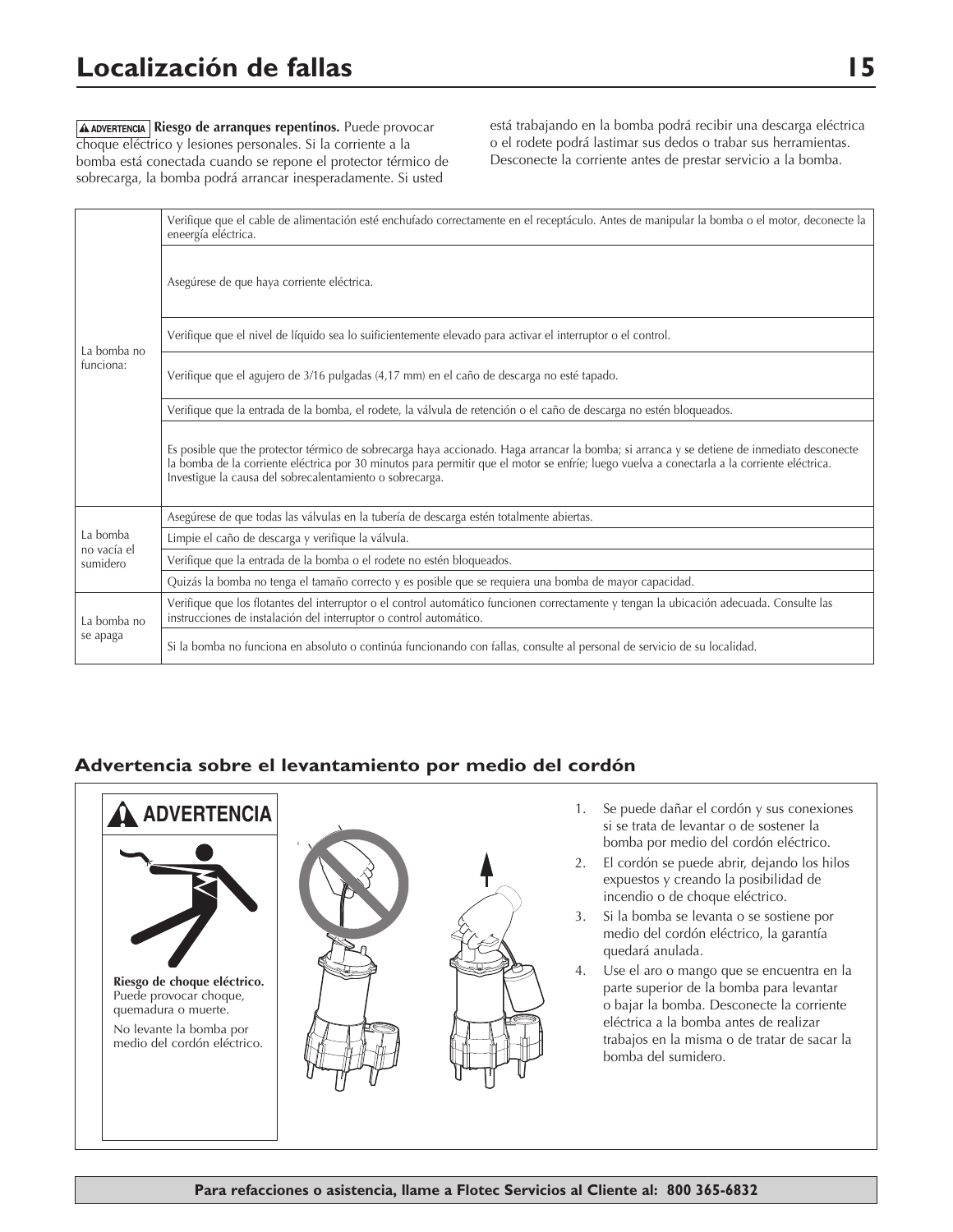# Localización de fallas

**⚠ ADVERTENCIA** **Riesgo de arranques repentinos.** Puede provocar choque eléctrico y lesiones personales. Si la corriente a la bomba está conectada cuando se repone el protector térmico de sobrecarga, la bomba podrá arrancar inesperadamente. Si usted está trabajando en la bomba podrá recibir una descarga eléctrica o el rodete podrá lastimar sus dedos o trabar sus herramientas. Desconecte la corriente antes de prestar servicio a la bomba.

| | |
|---|---|
| La bomba no funciona: | Verifique que el cable de alimentación esté enchufado correctamente en el receptáculo. Antes de manipular la bomba o el motor, deconecte la eneergía eléctrica. |
| | Asegúrese de que haya corriente eléctrica. |
| | Verifique que el nivel de líquido sea lo suficientemente elevado para activar el interruptor o el control. |
| | Verifique que el agujero de 3/16 pulgadas (4,17 mm) en el caño de descarga no esté tapado. |
| | Verifique que la entrada de la bomba, el rodete, la válvula de retención o el caño de descarga no estén bloqueados. |
| | Es posible que the protector térmico de sobrecarga haya accionado. Haga arrancar la bomba; si arranca y se detiene de inmediato desconecte la bomba de la corriente eléctrica por 30 minutos para permitir que el motor se enfríe; luego vuelva a conectarla a la corriente eléctrica. Investigue la causa del sobrecalentamiento o sobrecarga. |
| La bomba no vacía el sumidero | Asegúrese de que todas las válvulas en la tubería de descarga estén totalmente abiertas. |
| | Limpie el caño de descarga y verifique la válvula. |
| | Verifique que la entrada de la bomba o el rodete no estén bloqueados. |
| | Quizás la bomba no tenga el tamaño correcto y es posible que se requiera una bomba de mayor capacidad. |
| La bomba no se apaga | Verifique que los flotantes del interruptor o el control automático funcionen correctamente y tengan la ubicación adecuada. Consulte las instrucciones de instalación del interruptor o control automático. |
| | Si la bomba no funciona en absoluto o continúa funcionando con fallas, consulte al personal de servicio de su localidad. |

## Advertencia sobre el levantamiento por medio del cordón

**⚠ ADVERTENCIA**

**Riesgo de choque eléctrico.** Puede provocar choque, quemadura o muerte.

No levante la bomba por medio del cordón eléctrico.

1. Se puede dañar el cordón y sus conexiones si se trata de levantar o de sostener la bomba por medio del cordón eléctrico.
2. El cordón se puede abrir, dejando los hilos expuestos y creando la posibilidad de incendio o de choque eléctrico.
3. Si la bomba se levanta o se sostiene por medio del cordón eléctrico, la garantía quedará anulada.
4. Use el aro o mango que se encuentra en la parte superior de la bomba para levantar o bajar la bomba. Desconecte la corriente eléctrica a la bomba antes de realizar trabajos en la misma o de tratar de sacar la bomba del sumidero.

**Para refacciones o asistencia, llame a Flotec Servicios al Cliente al: 800 365-6832**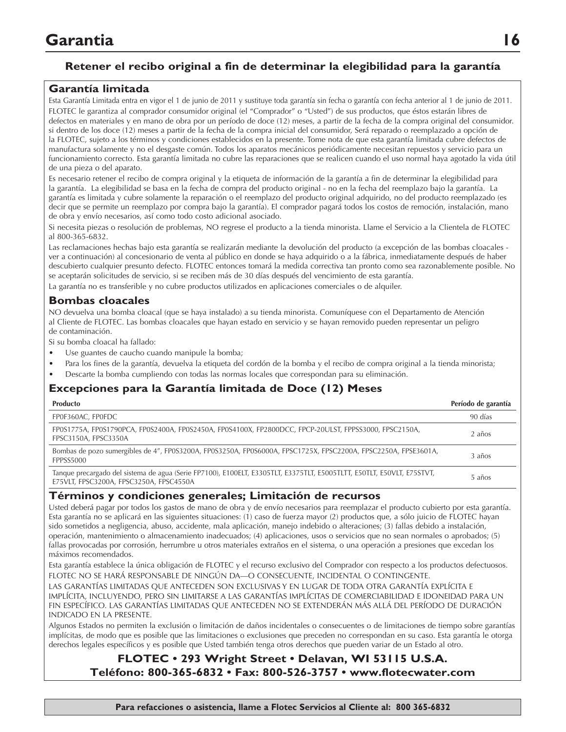# Garantia

**Retener el recibo original a fin de determinar la elegibilidad para la garantía**

## Garantía limitada

Esta Garantía Limitada entra en vigor el 1 de junio de 2011 y sustituye toda garantía sin fecha o garantía con fecha anterior al 1 de junio de 2011.

FLOTEC le garantiza al comprador consumidor original (el "Comprador" o "Usted") de sus productos, que éstos estarán libres de defectos en materiales y en mano de obra por un período de doce (12) meses, a partir de la fecha de la compra original del consumidor. si dentro de los doce (12) meses a partir de la fecha de la compra inicial del consumidor, Será reparado o reemplazado a opción de la FLOTEC, sujeto a los términos y condiciones establecidos en la presente. Tome nota de que esta garantía limitada cubre defectos de manufactura solamente y no el desgaste común. Todos los aparatos mecánicos periódicamente necesitan repuestos y servicio para un funcionamiento correcto. Esta garantía limitada no cubre las reparaciones que se realicen cuando el uso normal haya agotado la vida útil de una pieza o del aparato.

Es necesario retener el recibo de compra original y la etiqueta de información de la garantía a fin de determinar la elegibilidad para la garantía. La elegibilidad se basa en la fecha de compra del producto original - no en la fecha del reemplazo bajo la garantía. La garantía es limitada y cubre solamente la reparación o el reemplazo del producto original adquirido, no del producto reemplazado (es decir que se permite un reemplazo por compra bajo la garantía). El comprador pagará todos los costos de remoción, instalación, mano de obra y envío necesarios, así como todo costo adicional asociado.

Si necesita piezas o resolución de problemas, NO regrese el producto a la tienda minorista. Llame el Servicio a la Clientela de FLOTEC al 800-365-6832.

Las reclamaciones hechas bajo esta garantía se realizarán mediante la devolución del producto (a excepción de las bombas cloacales - ver a continuación) al concesionario de venta al público en donde se haya adquirido o a la fábrica, inmediatamente después de haber descubierto cualquier presunto defecto. FLOTEC entonces tomará la medida correctiva tan pronto como sea razonablemente posible. No se aceptarán solicitudes de servicio, si se reciben más de 30 días después del vencimiento de esta garantía.

La garantía no es transferible y no cubre productos utilizados en aplicaciones comerciales o de alquiler.

## Bombas cloacales

NO devuelva una bomba cloacal (que se haya instalado) a su tienda minorista. Comuníquese con el Departamento de Atención al Cliente de FLOTEC. Las bombas cloacales que hayan estado en servicio y se hayan removido pueden representar un peligro de contaminación.

Si su bomba cloacal ha fallado:

- Use guantes de caucho cuando manipule la bomba;
- Para los fines de la garantía, devuelva la etiqueta del cordón de la bomba y el recibo de compra original a la tienda minorista;
- Descarte la bomba cumpliendo con todas las normas locales que correspondan para su eliminación.

## Excepciones para la Garantía limitada de Doce (12) Meses

| Producto | Período de garantía |
|---|---|
| FP0F360AC, FP0FDC | 90 días |
| FP0S1775A, FP0S1790PCA, FP0S2400A, FP0S2450A, FP0S4100X, FP2800DCC, FPCP-20ULST, FPPSS3000, FPSC2150A, FPSC3150A, FPSC3350A | 2 años |
| Bombas de pozo sumergibles de 4", FP0S3200A, FP0S3250A, FP0S6000A, FPSC1725X, FPSC2200A, FPSC2250A, FPSE3601A, FPPSS5000 | 3 años |
| Tanque precargado del sistema de agua (Serie FP7100), E100ELT, E3305TLT, E3375TLT, E5005TLTT, E50TLT, E50VLT, E75STVT, E75VLT, FPSC3200A, FPSC3250A, FPSC4550A | 5 años |

## Términos y condiciones generales; Limitación de recursos

Usted deberá pagar por todos los gastos de mano de obra y de envío necesarios para reemplazar el producto cubierto por esta garantía. Esta garantía no se aplicará en las siguientes situaciones: (1) caso de fuerza mayor (2) productos que, a sólo juicio de FLOTEC hayan sido sometidos a negligencia, abuso, accidente, mala aplicación, manejo indebido o alteraciones; (3) fallas debido a instalación, operación, mantenimiento o almacenamiento inadecuados; (4) aplicaciones, usos o servicios que no sean normales o aprobados; (5) fallas provocadas por corrosión, herrumbre u otros materiales extraños en el sistema, o una operación a presiones que excedan los máximos recomendados.

Esta garantía establece la única obligación de FLOTEC y el recurso exclusivo del Comprador con respecto a los productos defectuosos.

FLOTEC NO SE HARÁ RESPONSABLE DE NINGÚN DA—O CONSECUENTE, INCIDENTAL O CONTINGENTE.

LAS GARANTÍAS LIMITADAS QUE ANTECEDEN SON EXCLUSIVAS Y EN LUGAR DE TODA OTRA GARANTÍA EXPLÍCITA E IMPLÍCITA, INCLUYENDO, PERO SIN LIMITARSE A LAS GARANTÍAS IMPLÍCITAS DE COMERCIABILIDAD E IDONEIDAD PARA UN FIN ESPECÍFICO. LAS GARANTÍAS LIMITADAS QUE ANTECEDEN NO SE EXTENDERÁN MÁS ALLÁ DEL PERÍODO DE DURACIÓN INDICADO EN LA PRESENTE.

Algunos Estados no permiten la exclusión o limitación de daños incidentales o consecuentes o de limitaciones de tiempo sobre garantías implícitas, de modo que es posible que las limitaciones o exclusiones que preceden no correspondan en su caso. Esta garantía le otorga derechos legales específicos y es posible que Usted también tenga otros derechos que pueden variar de un Estado al otro.

**FLOTEC • 293 Wright Street • Delavan, WI 53115 U.S.A.**
**Teléfono: 800-365-6832 • Fax: 800-526-3757 • www.flotecwater.com**

**Para refacciones o asistencia, llame a Flotec Servicios al Cliente al: 800 365-6832**